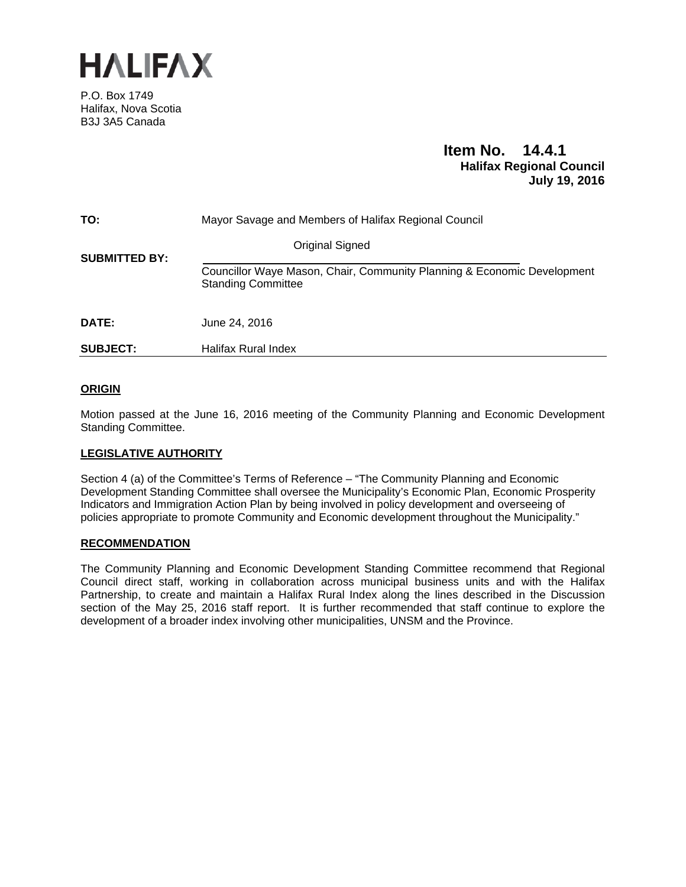# HALIFAX

P.O. Box 1749
Halifax, Nova Scotia
B3J 3A5 Canada

**Item No. 14.4.1**
**Halifax Regional Council**
**July 19, 2016**

| | |
|---|---|
| **TO:** | Mayor Savage and Members of Halifax Regional Council |
| **SUBMITTED BY:** | Original Signed<br>Councillor Waye Mason, Chair, Community Planning & Economic Development Standing Committee |
| **DATE:** | June 24, 2016 |
| **SUBJECT:** | Halifax Rural Index |

## ORIGIN

Motion passed at the June 16, 2016 meeting of the Community Planning and Economic Development Standing Committee.

## LEGISLATIVE AUTHORITY

Section 4 (a) of the Committee's Terms of Reference – "The Community Planning and Economic Development Standing Committee shall oversee the Municipality's Economic Plan, Economic Prosperity Indicators and Immigration Action Plan by being involved in policy development and overseeing of policies appropriate to promote Community and Economic development throughout the Municipality."

## RECOMMENDATION

The Community Planning and Economic Development Standing Committee recommend that Regional Council direct staff, working in collaboration across municipal business units and with the Halifax Partnership, to create and maintain a Halifax Rural Index along the lines described in the Discussion section of the May 25, 2016 staff report. It is further recommended that staff continue to explore the development of a broader index involving other municipalities, UNSM and the Province.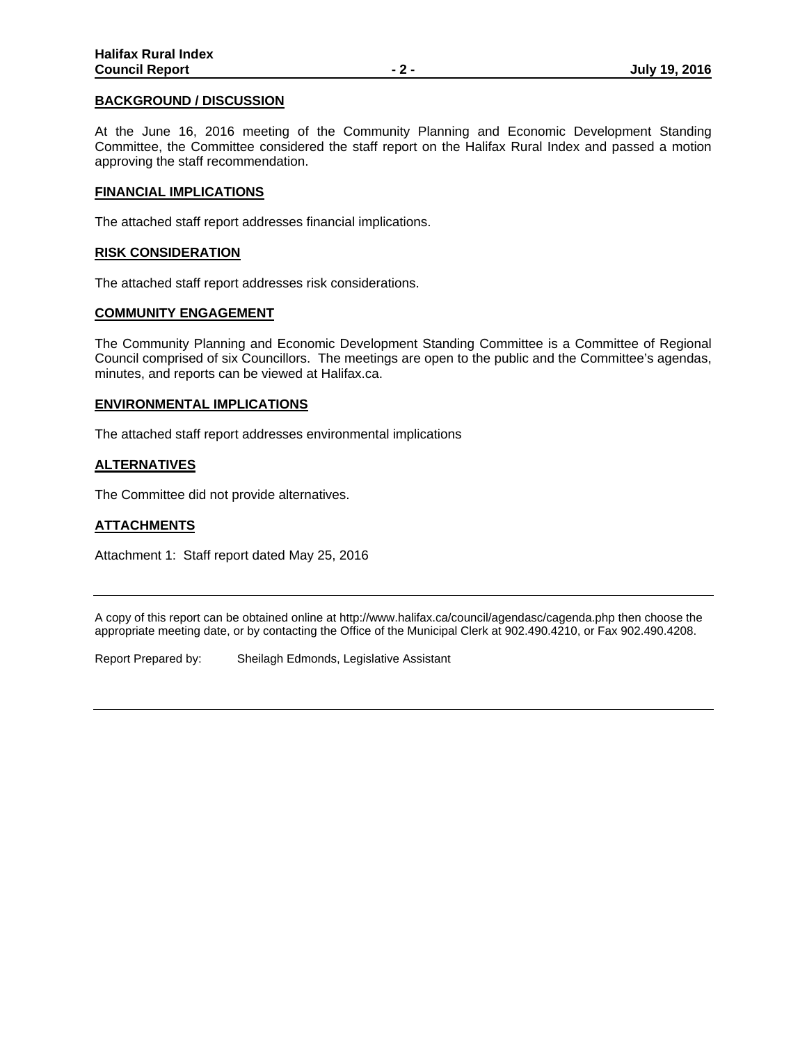## BACKGROUND / DISCUSSION

At the June 16, 2016 meeting of the Community Planning and Economic Development Standing Committee, the Committee considered the staff report on the Halifax Rural Index and passed a motion approving the staff recommendation.

## FINANCIAL IMPLICATIONS

The attached staff report addresses financial implications.

## RISK CONSIDERATION

The attached staff report addresses risk considerations.

## COMMUNITY ENGAGEMENT

The Community Planning and Economic Development Standing Committee is a Committee of Regional Council comprised of six Councillors. The meetings are open to the public and the Committee's agendas, minutes, and reports can be viewed at Halifax.ca.

## ENVIRONMENTAL IMPLICATIONS

The attached staff report addresses environmental implications

## ALTERNATIVES

The Committee did not provide alternatives.

## ATTACHMENTS

Attachment 1: Staff report dated May 25, 2016

---

A copy of this report can be obtained online at http://www.halifax.ca/council/agendasc/cagenda.php then choose the appropriate meeting date, or by contacting the Office of the Municipal Clerk at 902.490.4210, or Fax 902.490.4208.

Report Prepared by: Sheilagh Edmonds, Legislative Assistant

---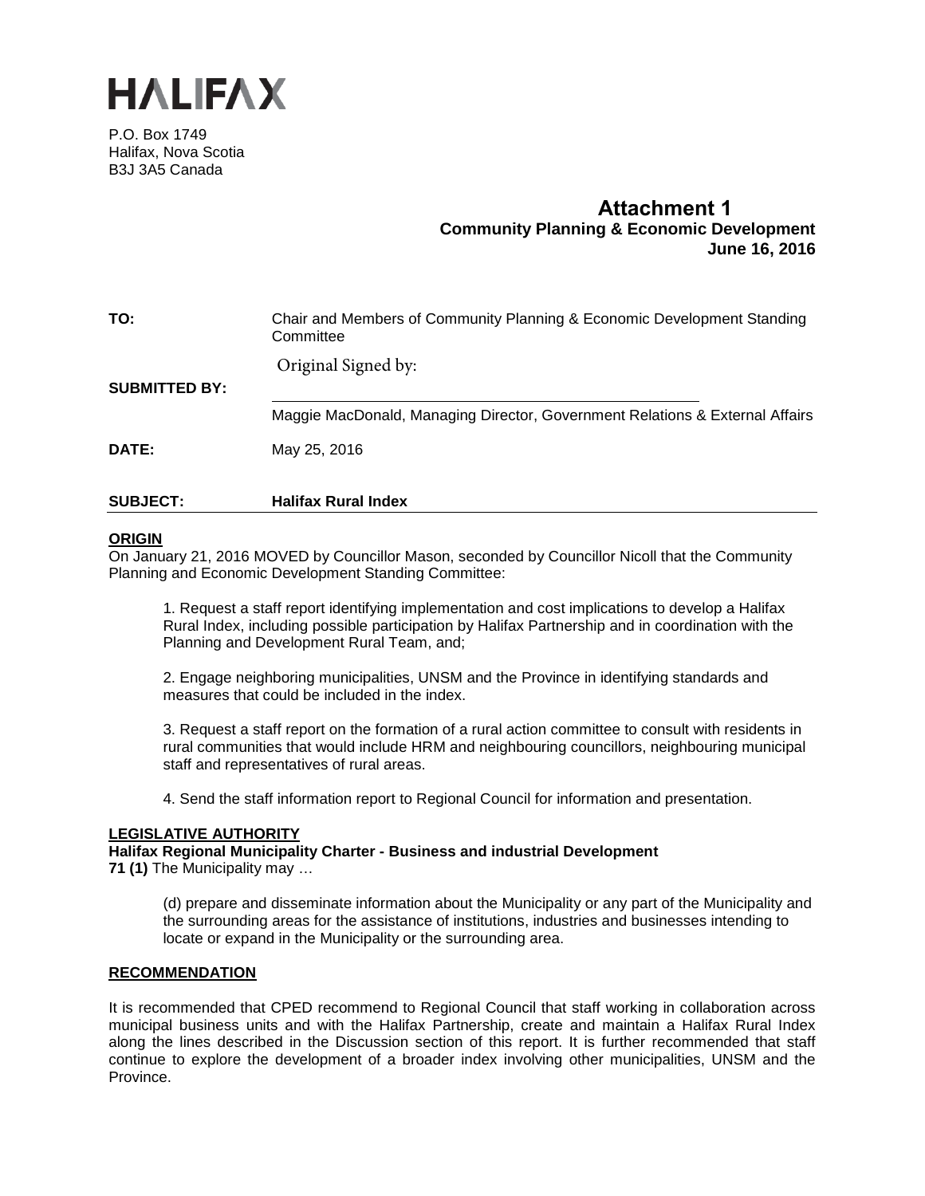# HALIFAX

P.O. Box 1749
Halifax, Nova Scotia
B3J 3A5 Canada

**Attachment 1**
**Community Planning & Economic Development**
**June 16, 2016**

**TO:** Chair and Members of Community Planning & Economic Development Standing Committee

**SUBMITTED BY:** Original Signed by:

Maggie MacDonald, Managing Director, Government Relations & External Affairs

**DATE:** May 25, 2016

**SUBJECT:** **Halifax Rural Index**

## ORIGIN

On January 21, 2016 MOVED by Councillor Mason, seconded by Councillor Nicoll that the Community Planning and Economic Development Standing Committee:

1. Request a staff report identifying implementation and cost implications to develop a Halifax Rural Index, including possible participation by Halifax Partnership and in coordination with the Planning and Development Rural Team, and;

2. Engage neighboring municipalities, UNSM and the Province in identifying standards and measures that could be included in the index.

3. Request a staff report on the formation of a rural action committee to consult with residents in rural communities that would include HRM and neighbouring councillors, neighbouring municipal staff and representatives of rural areas.

4. Send the staff information report to Regional Council for information and presentation.

## LEGISLATIVE AUTHORITY

**Halifax Regional Municipality Charter - Business and industrial Development**
**71 (1)** The Municipality may …

> (d) prepare and disseminate information about the Municipality or any part of the Municipality and the surrounding areas for the assistance of institutions, industries and businesses intending to locate or expand in the Municipality or the surrounding area.

## RECOMMENDATION

It is recommended that CPED recommend to Regional Council that staff working in collaboration across municipal business units and with the Halifax Partnership, create and maintain a Halifax Rural Index along the lines described in the Discussion section of this report. It is further recommended that staff continue to explore the development of a broader index involving other municipalities, UNSM and the Province.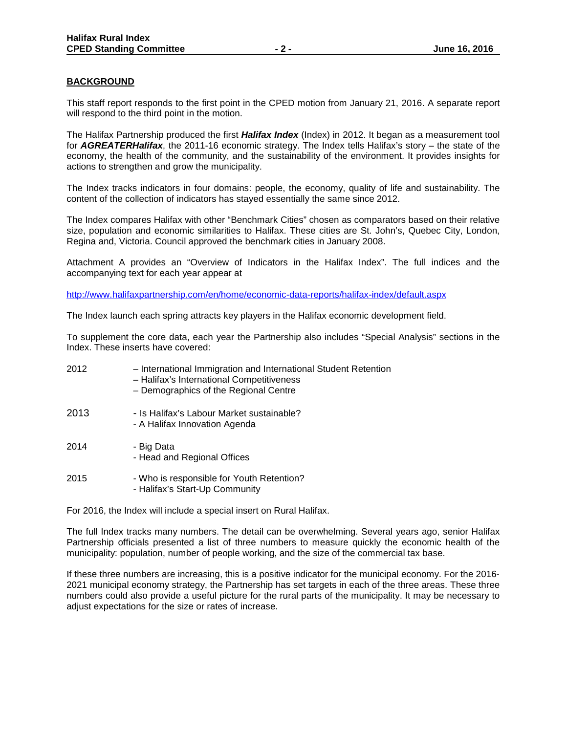## BACKGROUND

This staff report responds to the first point in the CPED motion from January 21, 2016. A separate report will respond to the third point in the motion.

The Halifax Partnership produced the first ***Halifax Index*** (Index) in 2012. It began as a measurement tool for ***AGREATERHalifax***, the 2011-16 economic strategy. The Index tells Halifax's story – the state of the economy, the health of the community, and the sustainability of the environment. It provides insights for actions to strengthen and grow the municipality.

The Index tracks indicators in four domains: people, the economy, quality of life and sustainability. The content of the collection of indicators has stayed essentially the same since 2012.

The Index compares Halifax with other "Benchmark Cities" chosen as comparators based on their relative size, population and economic similarities to Halifax. These cities are St. John's, Quebec City, London, Regina and, Victoria. Council approved the benchmark cities in January 2008.

Attachment A provides an "Overview of Indicators in the Halifax Index". The full indices and the accompanying text for each year appear at

http://www.halifaxpartnership.com/en/home/economic-data-reports/halifax-index/default.aspx

The Index launch each spring attracts key players in the Halifax economic development field.

To supplement the core data, each year the Partnership also includes "Special Analysis" sections in the Index. These inserts have covered:

2012
- International Immigration and International Student Retention
- Halifax's International Competitiveness
- Demographics of the Regional Centre

2013
- Is Halifax's Labour Market sustainable?
- A Halifax Innovation Agenda

2014
- Big Data
- Head and Regional Offices

2015
- Who is responsible for Youth Retention?
- Halifax's Start-Up Community

For 2016, the Index will include a special insert on Rural Halifax.

The full Index tracks many numbers. The detail can be overwhelming. Several years ago, senior Halifax Partnership officials presented a list of three numbers to measure quickly the economic health of the municipality: population, number of people working, and the size of the commercial tax base.

If these three numbers are increasing, this is a positive indicator for the municipal economy. For the 2016-2021 municipal economy strategy, the Partnership has set targets in each of the three areas. These three numbers could also provide a useful picture for the rural parts of the municipality. It may be necessary to adjust expectations for the size or rates of increase.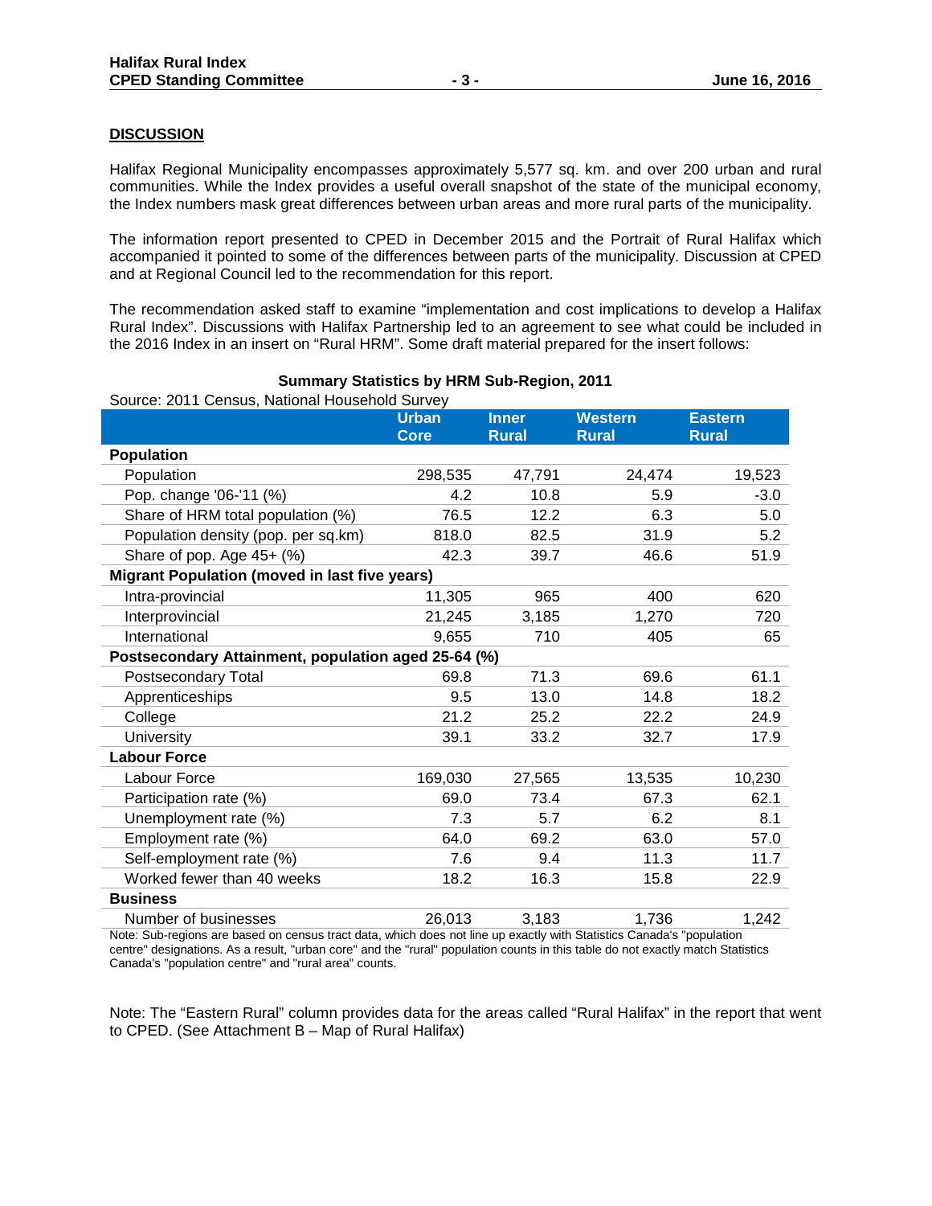## DISCUSSION

Halifax Regional Municipality encompasses approximately 5,577 sq. km. and over 200 urban and rural communities. While the Index provides a useful overall snapshot of the state of the municipal economy, the Index numbers mask great differences between urban areas and more rural parts of the municipality.

The information report presented to CPED in December 2015 and the Portrait of Rural Halifax which accompanied it pointed to some of the differences between parts of the municipality. Discussion at CPED and at Regional Council led to the recommendation for this report.

The recommendation asked staff to examine "implementation and cost implications to develop a Halifax Rural Index". Discussions with Halifax Partnership led to an agreement to see what could be included in the 2016 Index in an insert on "Rural HRM". Some draft material prepared for the insert follows:

**Summary Statistics by HRM Sub-Region, 2011**

Source: 2011 Census, National Household Survey

| | Urban Core | Inner Rural | Western Rural | Eastern Rural |
|---|---|---|---|---|
| **Population** | | | | |
| Population | 298,535 | 47,791 | 24,474 | 19,523 |
| Pop. change '06-'11 (%) | 4.2 | 10.8 | 5.9 | -3.0 |
| Share of HRM total population (%) | 76.5 | 12.2 | 6.3 | 5.0 |
| Population density (pop. per sq.km) | 818.0 | 82.5 | 31.9 | 5.2 |
| Share of pop. Age 45+ (%) | 42.3 | 39.7 | 46.6 | 51.9 |
| **Migrant Population (moved in last five years)** | | | | |
| Intra-provincial | 11,305 | 965 | 400 | 620 |
| Interprovincial | 21,245 | 3,185 | 1,270 | 720 |
| International | 9,655 | 710 | 405 | 65 |
| **Postsecondary Attainment, population aged 25-64 (%)** | | | | |
| Postsecondary Total | 69.8 | 71.3 | 69.6 | 61.1 |
| Apprenticeships | 9.5 | 13.0 | 14.8 | 18.2 |
| College | 21.2 | 25.2 | 22.2 | 24.9 |
| University | 39.1 | 33.2 | 32.7 | 17.9 |
| **Labour Force** | | | | |
| Labour Force | 169,030 | 27,565 | 13,535 | 10,230 |
| Participation rate (%) | 69.0 | 73.4 | 67.3 | 62.1 |
| Unemployment rate (%) | 7.3 | 5.7 | 6.2 | 8.1 |
| Employment rate (%) | 64.0 | 69.2 | 63.0 | 57.0 |
| Self-employment rate (%) | 7.6 | 9.4 | 11.3 | 11.7 |
| Worked fewer than 40 weeks | 18.2 | 16.3 | 15.8 | 22.9 |
| **Business** | | | | |
| Number of businesses | 26,013 | 3,183 | 1,736 | 1,242 |

Note: Sub-regions are based on census tract data, which does not line up exactly with Statistics Canada's "population centre" designations. As a result, "urban core" and the "rural" population counts in this table do not exactly match Statistics Canada's "population centre" and "rural area" counts.

Note: The "Eastern Rural" column provides data for the areas called "Rural Halifax" in the report that went to CPED. (See Attachment B – Map of Rural Halifax)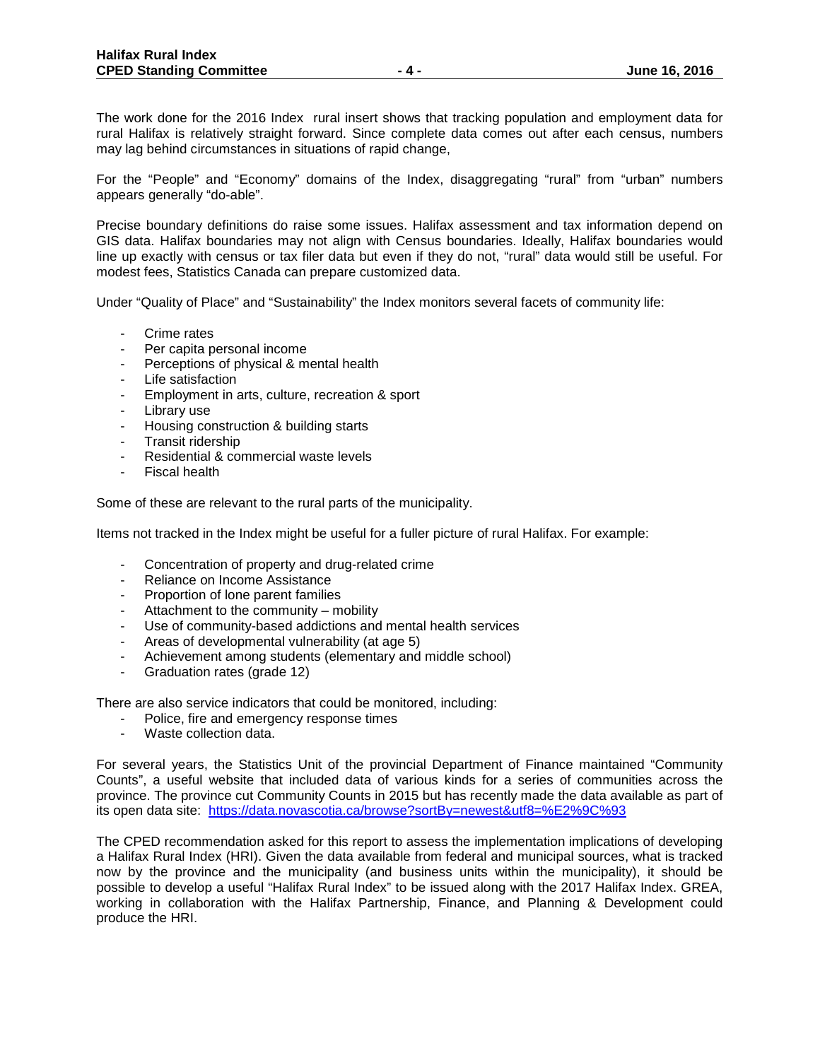The work done for the 2016 Index rural insert shows that tracking population and employment data for rural Halifax is relatively straight forward. Since complete data comes out after each census, numbers may lag behind circumstances in situations of rapid change,

For the "People" and "Economy" domains of the Index, disaggregating "rural" from "urban" numbers appears generally "do-able".

Precise boundary definitions do raise some issues. Halifax assessment and tax information depend on GIS data. Halifax boundaries may not align with Census boundaries. Ideally, Halifax boundaries would line up exactly with census or tax filer data but even if they do not, "rural" data would still be useful. For modest fees, Statistics Canada can prepare customized data.

Under "Quality of Place" and "Sustainability" the Index monitors several facets of community life:

- Crime rates
- Per capita personal income
- Perceptions of physical & mental health
- Life satisfaction
- Employment in arts, culture, recreation & sport
- Library use
- Housing construction & building starts
- Transit ridership
- Residential & commercial waste levels
- Fiscal health

Some of these are relevant to the rural parts of the municipality.

Items not tracked in the Index might be useful for a fuller picture of rural Halifax. For example:

- Concentration of property and drug-related crime
- Reliance on Income Assistance
- Proportion of lone parent families
- Attachment to the community – mobility
- Use of community-based addictions and mental health services
- Areas of developmental vulnerability (at age 5)
- Achievement among students (elementary and middle school)
- Graduation rates (grade 12)

There are also service indicators that could be monitored, including:

- Police, fire and emergency response times
- Waste collection data.

For several years, the Statistics Unit of the provincial Department of Finance maintained "Community Counts", a useful website that included data of various kinds for a series of communities across the province. The province cut Community Counts in 2015 but has recently made the data available as part of its open data site: https://data.novascotia.ca/browse?sortBy=newest&utf8=%E2%9C%93

The CPED recommendation asked for this report to assess the implementation implications of developing a Halifax Rural Index (HRI). Given the data available from federal and municipal sources, what is tracked now by the province and the municipality (and business units within the municipality), it should be possible to develop a useful "Halifax Rural Index" to be issued along with the 2017 Halifax Index. GREA, working in collaboration with the Halifax Partnership, Finance, and Planning & Development could produce the HRI.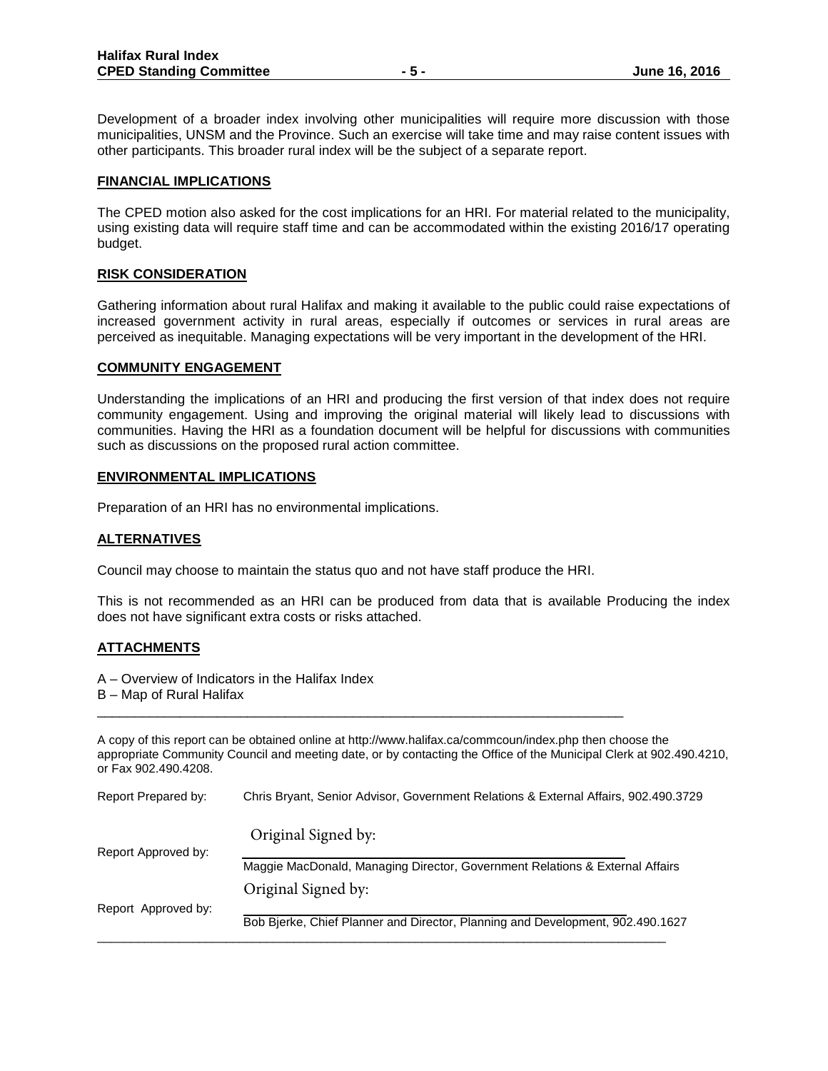Development of a broader index involving other municipalities will require more discussion with those municipalities, UNSM and the Province. Such an exercise will take time and may raise content issues with other participants. This broader rural index will be the subject of a separate report.

## FINANCIAL IMPLICATIONS

The CPED motion also asked for the cost implications for an HRI. For material related to the municipality, using existing data will require staff time and can be accommodated within the existing 2016/17 operating budget.

## RISK CONSIDERATION

Gathering information about rural Halifax and making it available to the public could raise expectations of increased government activity in rural areas, especially if outcomes or services in rural areas are perceived as inequitable. Managing expectations will be very important in the development of the HRI.

## COMMUNITY ENGAGEMENT

Understanding the implications of an HRI and producing the first version of that index does not require community engagement. Using and improving the original material will likely lead to discussions with communities. Having the HRI as a foundation document will be helpful for discussions with communities such as discussions on the proposed rural action committee.

## ENVIRONMENTAL IMPLICATIONS

Preparation of an HRI has no environmental implications.

## ALTERNATIVES

Council may choose to maintain the status quo and not have staff produce the HRI.

This is not recommended as an HRI can be produced from data that is available Producing the index does not have significant extra costs or risks attached.

## ATTACHMENTS

A – Overview of Indicators in the Halifax Index
B – Map of Rural Halifax

---

A copy of this report can be obtained online at http://www.halifax.ca/commcoun/index.php then choose the appropriate Community Council and meeting date, or by contacting the Office of the Municipal Clerk at 902.490.4210, or Fax 902.490.4208.

Report Prepared by: Chris Bryant, Senior Advisor, Government Relations & External Affairs, 902.490.3729

Report Approved by: Original Signed by:
Maggie MacDonald, Managing Director, Government Relations & External Affairs

Report Approved by: Original Signed by:
Bob Bjerke, Chief Planner and Director, Planning and Development, 902.490.1627

---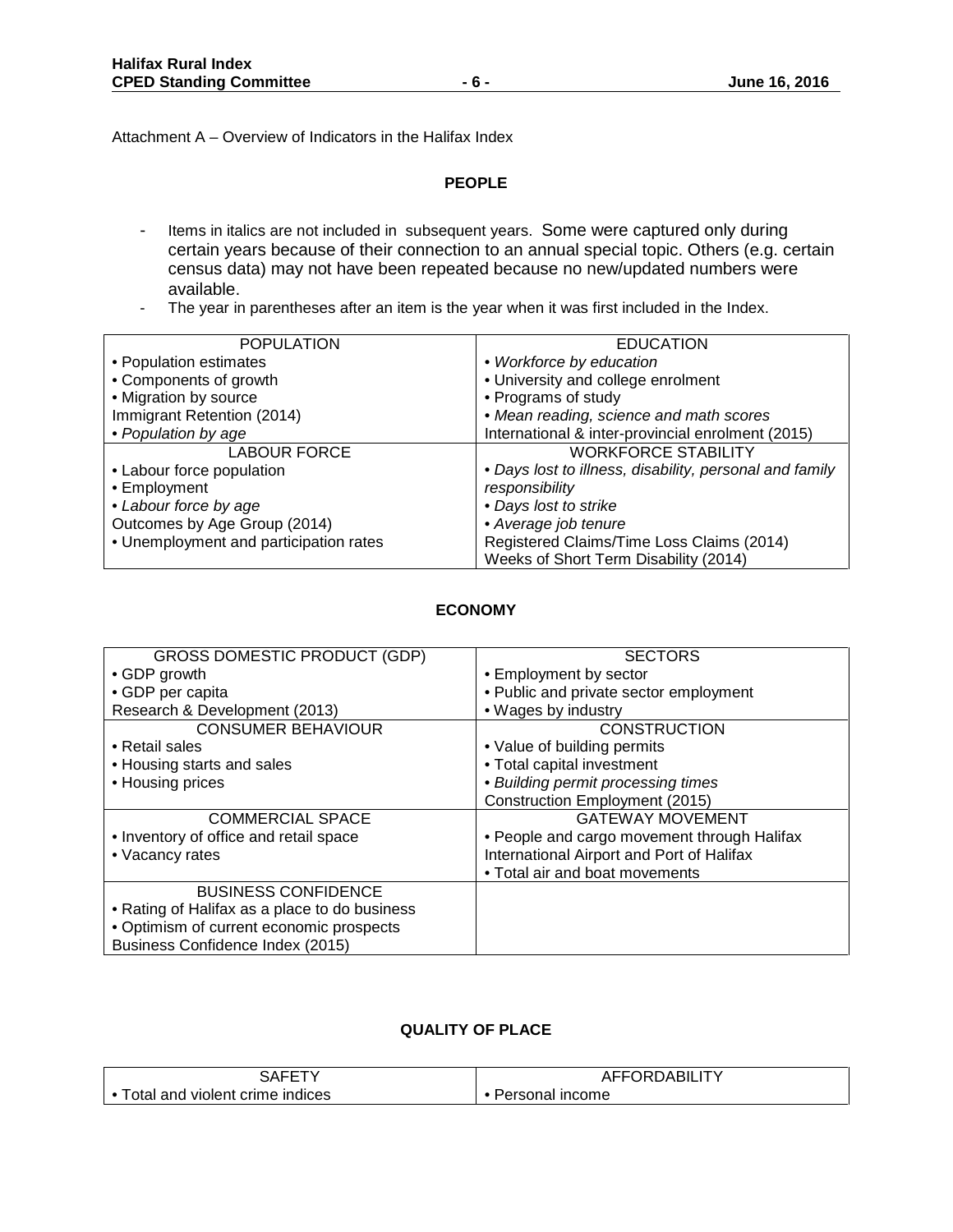Attachment A – Overview of Indicators in the Halifax Index

## PEOPLE

- Items in italics are not included in subsequent years. Some were captured only during certain years because of their connection to an annual special topic. Others (e.g. certain census data) may not have been repeated because no new/updated numbers were available.
- The year in parentheses after an item is the year when it was first included in the Index.

| POPULATION | EDUCATION |
|---|---|
| • Population estimates<br>• Components of growth<br>• Migration by source<br>Immigrant Retention (2014)<br>*• Population by age* | *• Workforce by education*<br>• University and college enrolment<br>• Programs of study<br>*• Mean reading, science and math scores*<br>International & inter-provincial enrolment (2015) |
| **LABOUR FORCE** | **WORKFORCE STABILITY** |
| • Labour force population<br>• Employment<br>*• Labour force by age*<br>Outcomes by Age Group (2014)<br>• Unemployment and participation rates | *• Days lost to illness, disability, personal and family responsibility*<br>*• Days lost to strike*<br>*• Average job tenure*<br>Registered Claims/Time Loss Claims (2014)<br>Weeks of Short Term Disability (2014) |

## ECONOMY

| GROSS DOMESTIC PRODUCT (GDP) | SECTORS |
|---|---|
| • GDP growth<br>• GDP per capita<br>Research & Development (2013) | • Employment by sector<br>• Public and private sector employment<br>• Wages by industry |
| **CONSUMER BEHAVIOUR** | **CONSTRUCTION** |
| • Retail sales<br>• Housing starts and sales<br>• Housing prices | • Value of building permits<br>• Total capital investment<br>*• Building permit processing times*<br>Construction Employment (2015) |
| **COMMERCIAL SPACE** | **GATEWAY MOVEMENT** |
| • Inventory of office and retail space<br>• Vacancy rates | • People and cargo movement through Halifax International Airport and Port of Halifax<br>• Total air and boat movements |
| **BUSINESS CONFIDENCE** | |
| • Rating of Halifax as a place to do business<br>• Optimism of current economic prospects<br>Business Confidence Index (2015) | |

## QUALITY OF PLACE

| SAFETY | AFFORDABILITY |
|---|---|
| • Total and violent crime indices | • Personal income |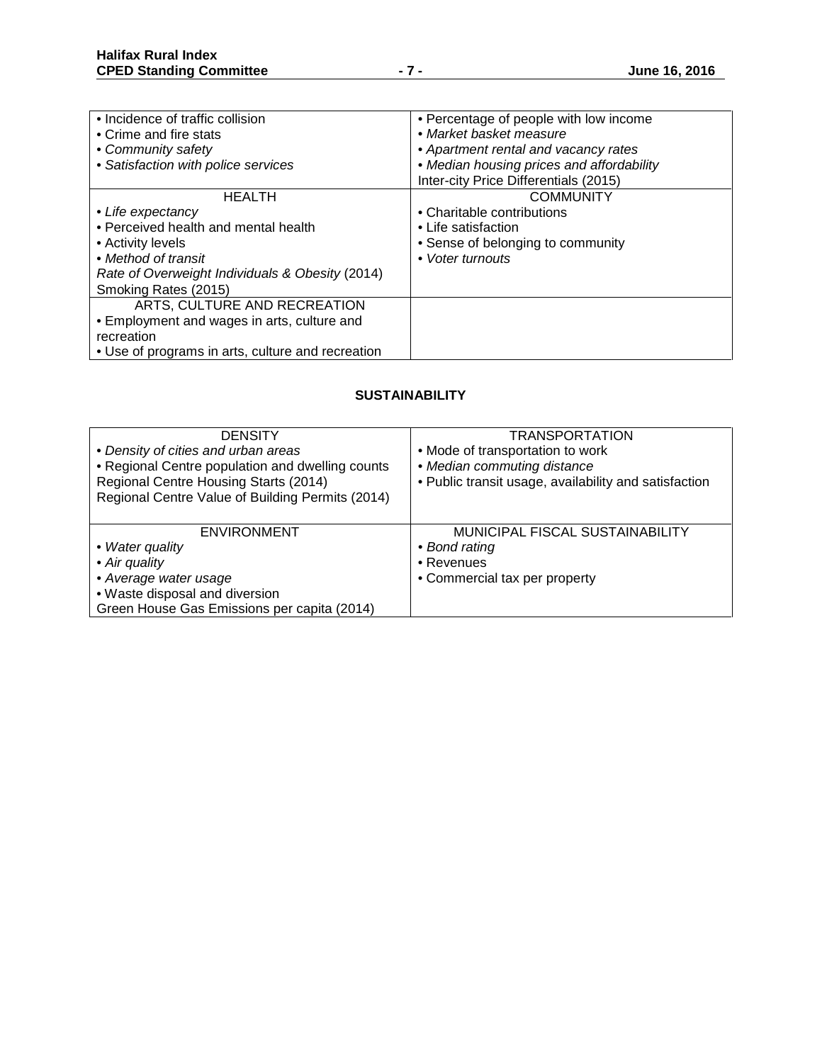| | |
|---|---|
| • Incidence of traffic collision<br>• Crime and fire stats<br>• *Community safety*<br>• *Satisfaction with police services* | • Percentage of people with low income<br>• *Market basket measure*<br>• *Apartment rental and vacancy rates*<br>• *Median housing prices and affordability*<br>Inter-city Price Differentials (2015) |
| HEALTH<br>• *Life expectancy*<br>• Perceived health and mental health<br>• Activity levels<br>• *Method of transit*<br>*Rate of Overweight Individuals & Obesity* (2014)<br>Smoking Rates (2015) | COMMUNITY<br>• Charitable contributions<br>• Life satisfaction<br>• Sense of belonging to community<br>• *Voter turnouts* |
| ARTS, CULTURE AND RECREATION<br>• Employment and wages in arts, culture and recreation<br>• Use of programs in arts, culture and recreation | |

**SUSTAINABILITY**

| | |
|---|---|
| DENSITY<br>• *Density of cities and urban areas*<br>• Regional Centre population and dwelling counts<br>Regional Centre Housing Starts (2014)<br>Regional Centre Value of Building Permits (2014) | TRANSPORTATION<br>• Mode of transportation to work<br>• *Median commuting distance*<br>• Public transit usage, availability and satisfaction |
| ENVIRONMENT<br>• *Water quality*<br>• *Air quality*<br>• *Average water usage*<br>• Waste disposal and diversion<br>Green House Gas Emissions per capita (2014) | MUNICIPAL FISCAL SUSTAINABILITY<br>• *Bond rating*<br>• Revenues<br>• Commercial tax per property |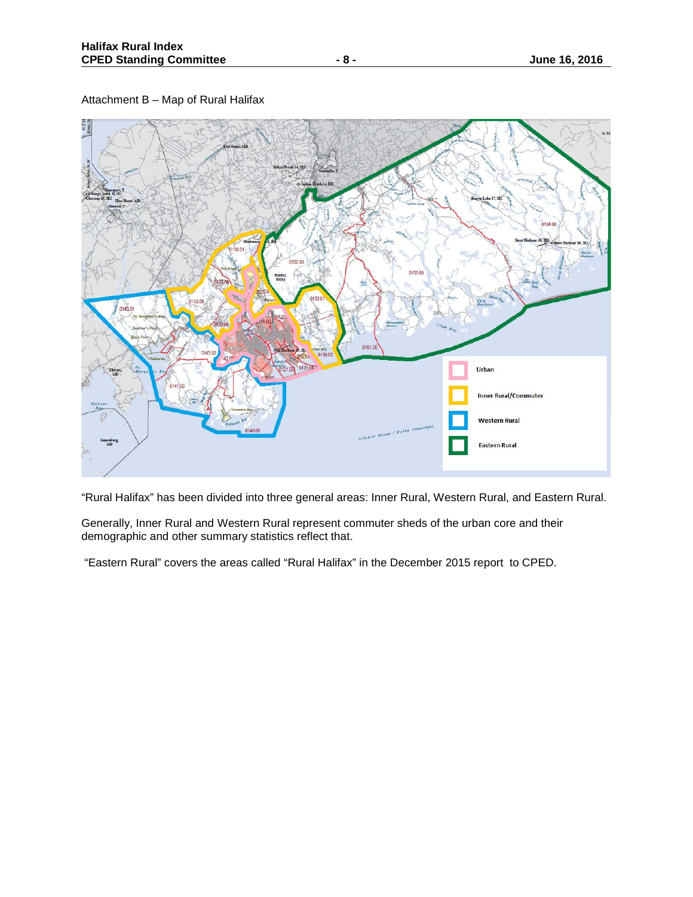Attachment B – Map of Rural Halifax

Urban

Inner Rural/Commuter

Western Rural

Eastern Rural

"Rural Halifax" has been divided into three general areas: Inner Rural, Western Rural, and Eastern Rural.

Generally, Inner Rural and Western Rural represent commuter sheds of the urban core and their demographic and other summary statistics reflect that.

"Eastern Rural" covers the areas called "Rural Halifax" in the December 2015 report to CPED.